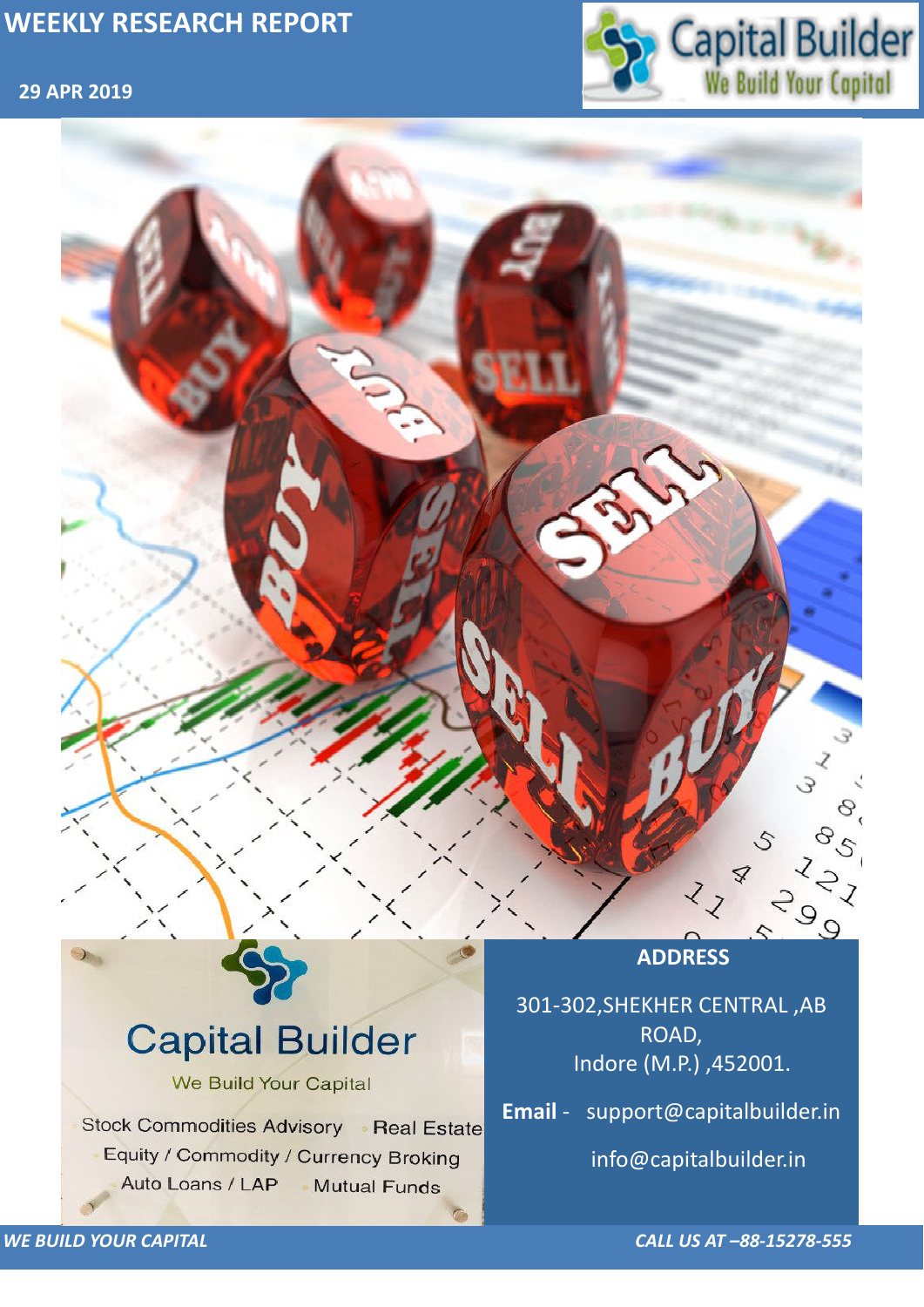# WEEKLY RESEARCH REPORT

**29 APR 2019**

Capital Builder
We Build Your Capital

Stock Commodities Advisory · Real Estate
Equity / Commodity / Currency Broking
Auto Loans / LAP · Mutual Funds

**ADDRESS**

301-302,SHEKHER CENTRAL ,AB ROAD,
Indore (M.P.) ,452001.

**Email** - support@capitalbuilder.in

info@capitalbuilder.in

***WE BUILD YOUR CAPITAL***

***CALL US AT –88-15278-555***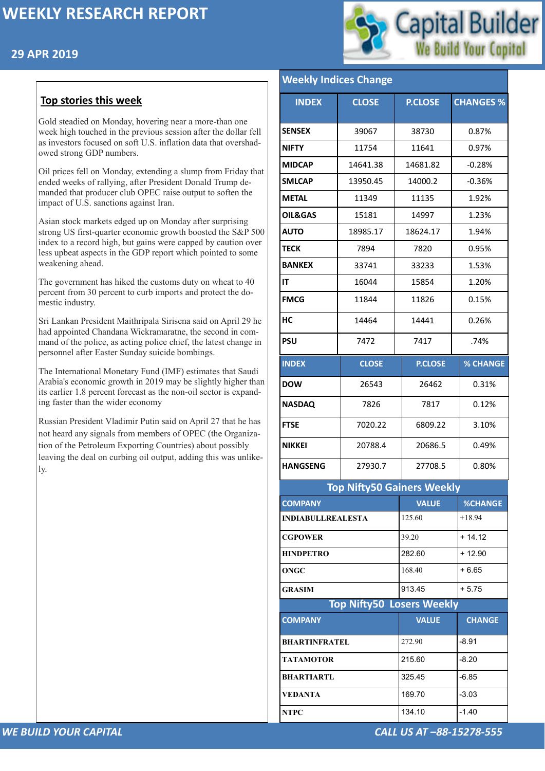# WEEKLY RESEARCH REPORT

## 29 APR 2019

Capital Builder
We Build Your Capital

## Top stories this week

Gold steadied on Monday, hovering near a more-than one week high touched in the previous session after the dollar fell as investors focused on soft U.S. inflation data that overshadowed strong GDP numbers.

Oil prices fell on Monday, extending a slump from Friday that ended weeks of rallying, after President Donald Trump demanded that producer club OPEC raise output to soften the impact of U.S. sanctions against Iran.

Asian stock markets edged up on Monday after surprising strong US first-quarter economic growth boosted the S&P 500 index to a record high, but gains were capped by caution over less upbeat aspects in the GDP report which pointed to some weakening ahead.

The government has hiked the customs duty on wheat to 40 percent from 30 percent to curb imports and protect the domestic industry.

Sri Lankan President Maithripala Sirisena said on April 29 he had appointed Chandana Wickramaratne, the second in command of the police, as acting police chief, the latest change in personnel after Easter Sunday suicide bombings.

The International Monetary Fund (IMF) estimates that Saudi Arabia's economic growth in 2019 may be slightly higher than its earlier 1.8 percent forecast as the non-oil sector is expanding faster than the wider economy

Russian President Vladimir Putin said on April 27 that he has not heard any signals from members of OPEC (the Organization of the Petroleum Exporting Countries) about possibly leaving the deal on curbing oil output, adding this was unlikely.

## Weekly Indices Change

| INDEX | CLOSE | P.CLOSE | CHANGES % |
|---|---|---|---|
| SENSEX | 39067 | 38730 | 0.87% |
| NIFTY | 11754 | 11641 | 0.97% |
| MIDCAP | 14641.38 | 14681.82 | -0.28% |
| SMLCAP | 13950.45 | 14000.2 | -0.36% |
| METAL | 11349 | 11135 | 1.92% |
| OIL&GAS | 15181 | 14997 | 1.23% |
| AUTO | 18985.17 | 18624.17 | 1.94% |
| TECK | 7894 | 7820 | 0.95% |
| BANKEX | 33741 | 33233 | 1.53% |
| IT | 16044 | 15854 | 1.20% |
| FMCG | 11844 | 11826 | 0.15% |
| HC | 14464 | 14441 | 0.26% |
| PSU | 7472 | 7417 | .74% |

| INDEX | CLOSE | P.CLOSE | % CHANGE |
|---|---|---|---|
| DOW | 26543 | 26462 | 0.31% |
| NASDAQ | 7826 | 7817 | 0.12% |
| FTSE | 7020.22 | 6809.22 | 3.10% |
| NIKKEI | 20788.4 | 20686.5 | 0.49% |
| HANGSENG | 27930.7 | 27708.5 | 0.80% |

## Top Nifty50 Gainers Weekly

| COMPANY | VALUE | %CHANGE |
|---|---|---|
| INDIABULLREALESTA | 125.60 | +18.94 |
| CGPOWER | 39.20 | + 14.12 |
| HINDPETRO | 282.60 | + 12.90 |
| ONGC | 168.40 | + 6.65 |
| GRASIM | 913.45 | + 5.75 |

## Top Nifty50 Losers Weekly

| COMPANY | VALUE | CHANGE |
|---|---|---|
| BHARTINFRATEL | 272.90 | -8.91 |
| TATAMOTOR | 215.60 | -8.20 |
| BHARTIARTL | 325.45 | -6.85 |
| VEDANTA | 169.70 | -3.03 |
| NTPC | 134.10 | -1.40 |

*WE BUILD YOUR CAPITAL* *CALL US AT –88-15278-555*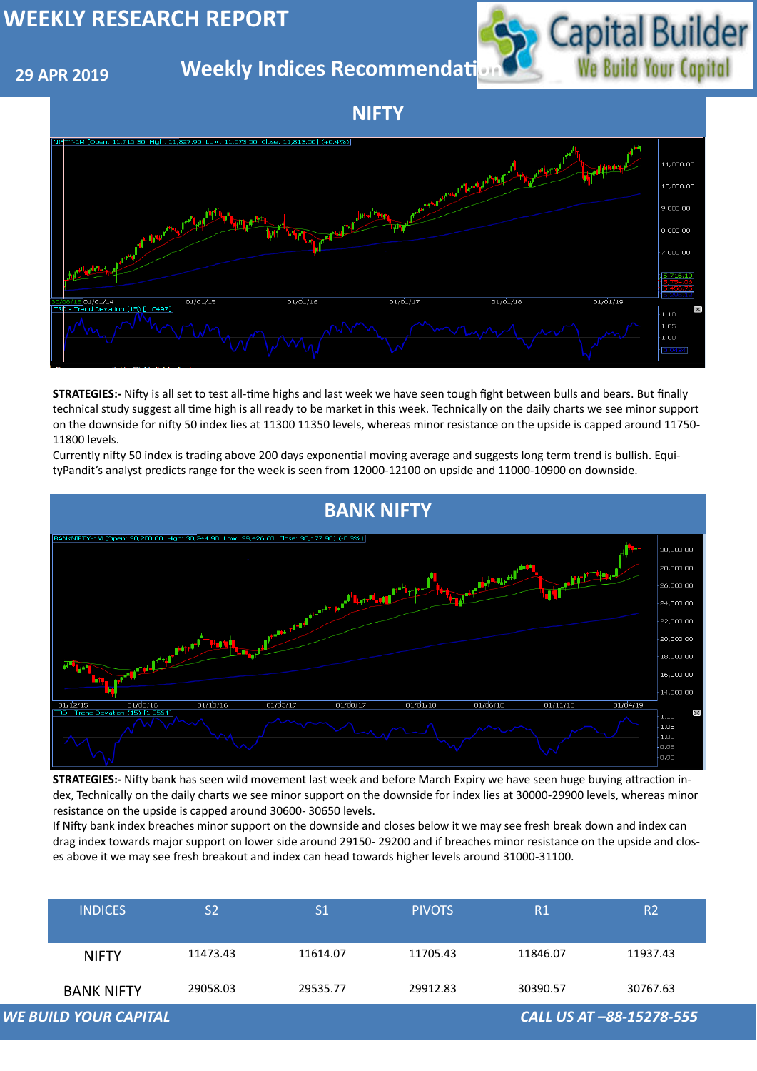# WEEKLY RESEARCH REPORT

**29 APR 2019**

## Weekly Indices Recommendation

## NIFTY

**STRATEGIES:-** Nifty is all set to test all-time highs and last week we have seen tough fight between bulls and bears. But finally technical study suggest all time high is all ready to be market in this week. Technically on the daily charts we see minor support on the downside for nifty 50 index lies at 11300 11350 levels, whereas minor resistance on the upside is capped around 11750-11800 levels.

Currently nifty 50 index is trading above 200 days exponential moving average and suggests long term trend is bullish. EquityPandit's analyst predicts range for the week is seen from 12000-12100 on upside and 11000-10900 on downside.

## BANK NIFTY

**STRATEGIES:-** Nifty bank has seen wild movement last week and before March Expiry we have seen huge buying attraction index, Technically on the daily charts we see minor support on the downside for index lies at 30000-29900 levels, whereas minor resistance on the upside is capped around 30600- 30650 levels.

If Nifty bank index breaches minor support on the downside and closes below it we may see fresh break down and index can drag index towards major support on lower side around 29150- 29200 and if breaches minor resistance on the upside and closes above it we may see fresh breakout and index can head towards higher levels around 31000-31100.

| INDICES | S2 | S1 | PIVOTS | R1 | R2 |
|---|---|---|---|---|---|
| NIFTY | 11473.43 | 11614.07 | 11705.43 | 11846.07 | 11937.43 |
| BANK NIFTY | 29058.03 | 29535.77 | 29912.83 | 30390.57 | 30767.63 |

*WE BUILD YOUR CAPITAL* *CALL US AT –88-15278-555*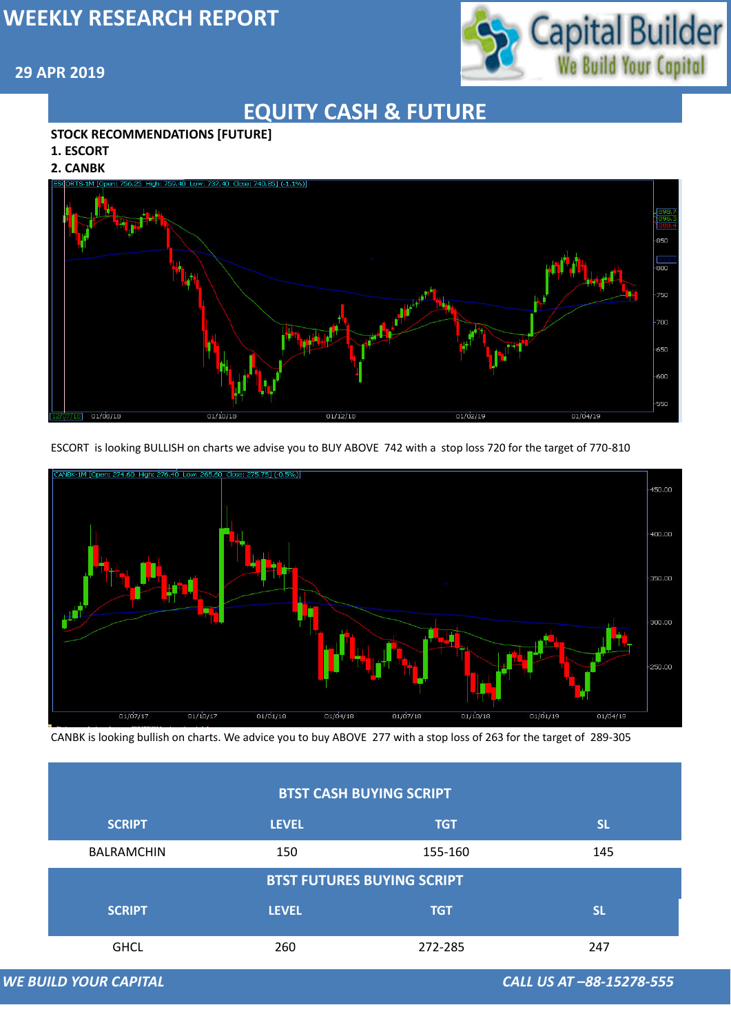# WEEKLY RESEARCH REPORT

**29 APR 2019**

## EQUITY CASH & FUTURE

**STOCK RECOMMENDATIONS [FUTURE]**

**1. ESCORT**

**2. CANBK**

ESCORT is looking BULLISH on charts we advise you to BUY ABOVE 742 with a stop loss 720 for the target of 770-810

CANBK is looking bullish on charts. We advice you to buy ABOVE 277 with a stop loss of 263 for the target of 289-305

| BTST CASH BUYING SCRIPT | | | |
|---|---|---|---|
| **SCRIPT** | **LEVEL** | **TGT** | **SL** |
| BALRAMCHIN | 150 | 155-160 | 145 |

| BTST FUTURES BUYING SCRIPT | | | |
|---|---|---|---|
| **SCRIPT** | **LEVEL** | **TGT** | **SL** |
| GHCL | 260 | 272-285 | 247 |

*WE BUILD YOUR CAPITAL* *CALL US AT –88-15278-555*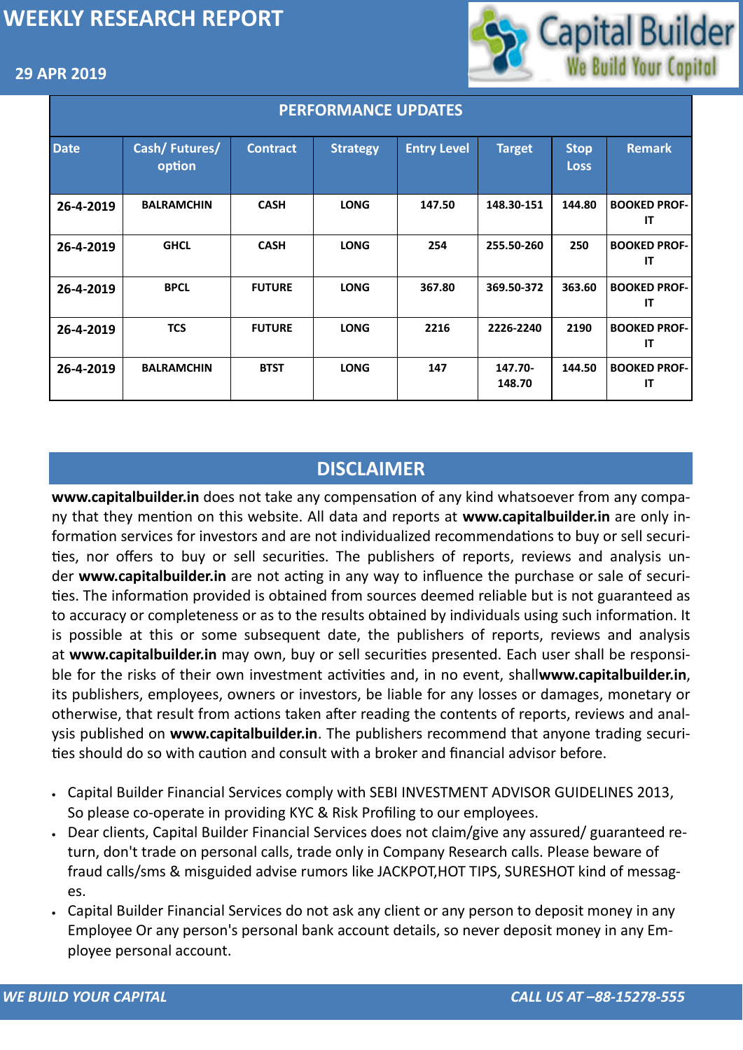## PERFORMANCE UPDATES

| Date | Cash/ Futures/ option | Contract | Strategy | Entry Level | Target | Stop Loss | Remark |
|---|---|---|---|---|---|---|---|
| 26-4-2019 | BALRAMCHIN | CASH | LONG | 147.50 | 148.30-151 | 144.80 | BOOKED PROFIT |
| 26-4-2019 | GHCL | CASH | LONG | 254 | 255.50-260 | 250 | BOOKED PROFIT |
| 26-4-2019 | BPCL | FUTURE | LONG | 367.80 | 369.50-372 | 363.60 | BOOKED PROFIT |
| 26-4-2019 | TCS | FUTURE | LONG | 2216 | 2226-2240 | 2190 | BOOKED PROFIT |
| 26-4-2019 | BALRAMCHIN | BTST | LONG | 147 | 147.70-148.70 | 144.50 | BOOKED PROFIT |

## DISCLAIMER

**www.capitalbuilder.in** does not take any compensation of any kind whatsoever from any company that they mention on this website. All data and reports at **www.capitalbuilder.in** are only information services for investors and are not individualized recommendations to buy or sell securities, nor offers to buy or sell securities. The publishers of reports, reviews and analysis under **www.capitalbuilder.in** are not acting in any way to influence the purchase or sale of securities. The information provided is obtained from sources deemed reliable but is not guaranteed as to accuracy or completeness or as to the results obtained by individuals using such information. It is possible at this or some subsequent date, the publishers of reports, reviews and analysis at **www.capitalbuilder.in** may own, buy or sell securities presented. Each user shall be responsible for the risks of their own investment activities and, in no event, shall**www.capitalbuilder.in**, its publishers, employees, owners or investors, be liable for any losses or damages, monetary or otherwise, that result from actions taken after reading the contents of reports, reviews and analysis published on **www.capitalbuilder.in**. The publishers recommend that anyone trading securities should do so with caution and consult with a broker and financial advisor before.

- Capital Builder Financial Services comply with SEBI INVESTMENT ADVISOR GUIDELINES 2013, So please co-operate in providing KYC & Risk Profiling to our employees.
- Dear clients, Capital Builder Financial Services does not claim/give any assured/ guaranteed return, don't trade on personal calls, trade only in Company Research calls. Please beware of fraud calls/sms & misguided advise rumors like JACKPOT,HOT TIPS, SURESHOT kind of messages.
- Capital Builder Financial Services do not ask any client or any person to deposit money in any Employee Or any person's personal bank account details, so never deposit money in any Employee personal account.